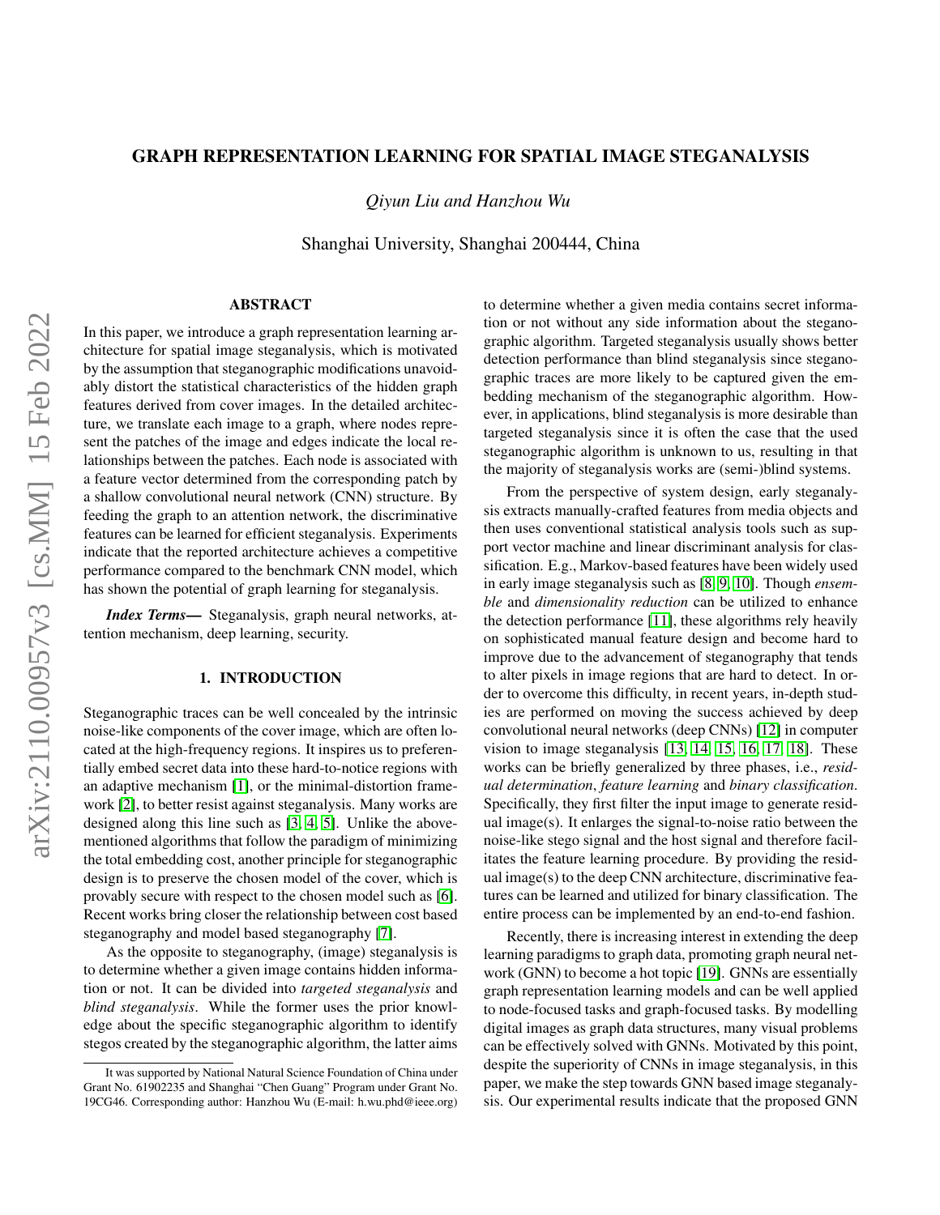# GRAPH REPRESENTATION LEARNING FOR SPATIAL IMAGE STEGANALYSIS

*Qiyun Liu and Hanzhou Wu*

Shanghai University, Shanghai 200444, China

## ABSTRACT

In this paper, we introduce a graph representation learning architecture for spatial image steganalysis, which is motivated by the assumption that steganographic modifications unavoidably distort the statistical characteristics of the hidden graph features derived from cover images. In the detailed architecture, we translate each image to a graph, where nodes represent the patches of the image and edges indicate the local relationships between the patches. Each node is associated with a feature vector determined from the corresponding patch by a shallow convolutional neural network (CNN) structure. By feeding the graph to an attention network, the discriminative features can be learned for efficient steganalysis. Experiments indicate that the reported architecture achieves a competitive performance compared to the benchmark CNN model, which has shown the potential of graph learning for steganalysis.

***Index Terms***— Steganalysis, graph neural networks, attention mechanism, deep learning, security.

## 1. INTRODUCTION

Steganographic traces can be well concealed by the intrinsic noise-like components of the cover image, which are often located at the high-frequency regions. It inspires us to preferentially embed secret data into these hard-to-notice regions with an adaptive mechanism [1], or the minimal-distortion framework [2], to better resist against steganalysis. Many works are designed along this line such as [3, 4, 5]. Unlike the above-mentioned algorithms that follow the paradigm of minimizing the total embedding cost, another principle for steganographic design is to preserve the chosen model of the cover, which is provably secure with respect to the chosen model such as [6]. Recent works bring closer the relationship between cost based steganography and model based steganography [7].

As the opposite to steganography, (image) steganalysis is to determine whether a given image contains hidden information or not. It can be divided into *targeted steganalysis* and *blind steganalysis*. While the former uses the prior knowledge about the specific steganographic algorithm to identify stegos created by the steganographic algorithm, the latter aims to determine whether a given media contains secret information or not without any side information about the steganographic algorithm. Targeted steganalysis usually shows better detection performance than blind steganalysis since steganographic traces are more likely to be captured given the embedding mechanism of the steganographic algorithm. However, in applications, blind steganalysis is more desirable than targeted steganalysis since it is often the case that the used steganographic algorithm is unknown to us, resulting in that the majority of steganalysis works are (semi-)blind systems.

From the perspective of system design, early steganalysis extracts manually-crafted features from media objects and then uses conventional statistical analysis tools such as support vector machine and linear discriminant analysis for classification. E.g., Markov-based features have been widely used in early image steganalysis such as [8, 9, 10]. Though *ensemble* and *dimensionality reduction* can be utilized to enhance the detection performance [11], these algorithms rely heavily on sophisticated manual feature design and become hard to improve due to the advancement of steganography that tends to alter pixels in image regions that are hard to detect. In order to overcome this difficulty, in recent years, in-depth studies are performed on moving the success achieved by deep convolutional neural networks (deep CNNs) [12] in computer vision to image steganalysis [13, 14, 15, 16, 17, 18]. These works can be briefly generalized by three phases, i.e., *residual determination*, *feature learning* and *binary classification*. Specifically, they first filter the input image to generate residual image(s). It enlarges the signal-to-noise ratio between the noise-like stego signal and the host signal and therefore facilitates the feature learning procedure. By providing the residual image(s) to the deep CNN architecture, discriminative features can be learned and utilized for binary classification. The entire process can be implemented by an end-to-end fashion.

Recently, there is increasing interest in extending the deep learning paradigms to graph data, promoting graph neural network (GNN) to become a hot topic [19]. GNNs are essentially graph representation learning models and can be well applied to node-focused tasks and graph-focused tasks. By modelling digital images as graph data structures, many visual problems can be effectively solved with GNNs. Motivated by this point, despite the superiority of CNNs in image steganalysis, in this paper, we make the step towards GNN based image steganalysis. Our experimental results indicate that the proposed GNN

It was supported by National Natural Science Foundation of China under Grant No. 61902235 and Shanghai "Chen Guang" Program under Grant No. 19CG46. Corresponding author: Hanzhou Wu (E-mail: h.wu.phd@ieee.org)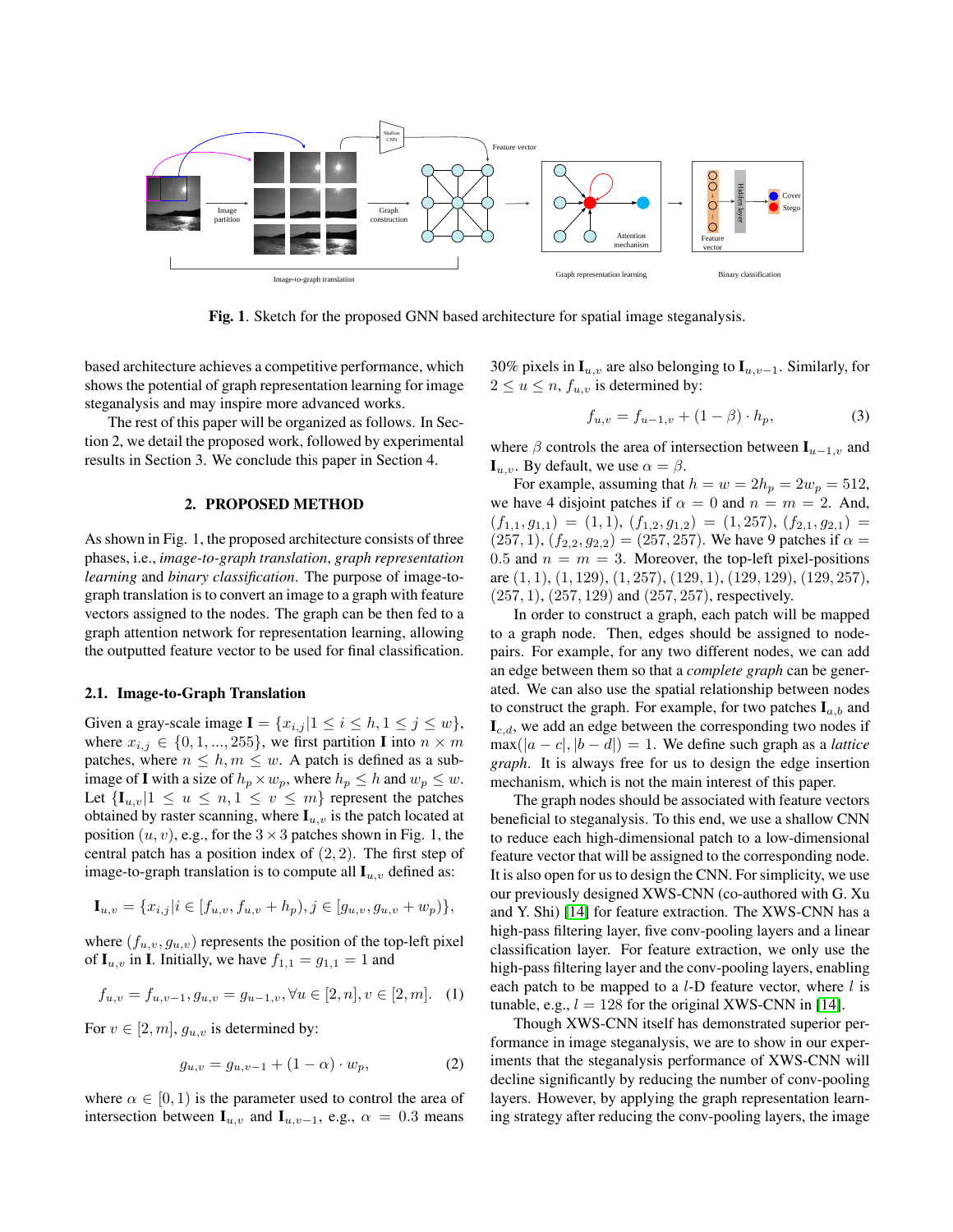**Fig. 1**. Sketch for the proposed GNN based architecture for spatial image steganalysis.

based architecture achieves a competitive performance, which shows the potential of graph representation learning for image steganalysis and may inspire more advanced works.

The rest of this paper will be organized as follows. In Section 2, we detail the proposed work, followed by experimental results in Section 3. We conclude this paper in Section 4.

## 2. PROPOSED METHOD

As shown in Fig. 1, the proposed architecture consists of three phases, i.e., *image-to-graph translation*, *graph representation learning* and *binary classification*. The purpose of image-to-graph translation is to convert an image to a graph with feature vectors assigned to the nodes. The graph can be then fed to a graph attention network for representation learning, allowing the outputted feature vector to be used for final classification.

### 2.1. Image-to-Graph Translation

Given a gray-scale image $\mathbf{I} = \{x_{i,j} | 1 \leq i \leq h, 1 \leq j \leq w\}$, where $x_{i,j} \in \{0, 1, ..., 255\}$, we first partition $\mathbf{I}$ into $n \times m$ patches, where $n \leq h, m \leq w$. A patch is defined as a sub-image of $\mathbf{I}$ with a size of $h_p \times w_p$, where $h_p \leq h$ and $w_p \leq w$. Let $\{\mathbf{I}_{u,v} | 1 \leq u \leq n, 1 \leq v \leq m\}$ represent the patches obtained by raster scanning, where $\mathbf{I}_{u,v}$ is the patch located at position $(u, v)$, e.g., for the $3 \times 3$ patches shown in Fig. 1, the central patch has a position index of $(2, 2)$. The first step of image-to-graph translation is to compute all $\mathbf{I}_{u,v}$ defined as:

$$\mathbf{I}_{u,v} = \{x_{i,j} | i \in [f_{u,v}, f_{u,v} + h_p), j \in [g_{u,v}, g_{u,v} + w_p)\},$$

where $(f_{u,v}, g_{u,v})$ represents the position of the top-left pixel of $\mathbf{I}_{u,v}$ in $\mathbf{I}$. Initially, we have $f_{1,1} = g_{1,1} = 1$ and

$$f_{u,v} = f_{u,v-1}, g_{u,v} = g_{u-1,v}, \forall u \in [2, n], v \in [2, m]. \quad (1)$$

For $v \in [2, m]$, $g_{u,v}$ is determined by:

$$g_{u,v} = g_{u,v-1} + (1 - \alpha) \cdot w_p, \quad (2)$$

where $\alpha \in [0, 1)$ is the parameter used to control the area of intersection between $\mathbf{I}_{u,v}$ and $\mathbf{I}_{u,v-1}$, e.g., $\alpha = 0.3$ means 30% pixels in $\mathbf{I}_{u,v}$ are also belonging to $\mathbf{I}_{u,v-1}$. Similarly, for $2 \leq u \leq n$, $f_{u,v}$ is determined by:

$$f_{u,v} = f_{u-1,v} + (1 - \beta) \cdot h_p, \quad (3)$$

where $\beta$ controls the area of intersection between $\mathbf{I}_{u-1,v}$ and $\mathbf{I}_{u,v}$. By default, we use $\alpha = \beta$.

For example, assuming that $h = w = 2h_p = 2w_p = 512$, we have 4 disjoint patches if $\alpha = 0$ and $n = m = 2$. And, $(f_{1,1}, g_{1,1}) = (1, 1)$, $(f_{1,2}, g_{1,2}) = (1, 257)$, $(f_{2,1}, g_{2,1}) = (257, 1)$, $(f_{2,2}, g_{2,2}) = (257, 257)$. We have 9 patches if $\alpha = 0.5$ and $n = m = 3$. Moreover, the top-left pixel-positions are $(1, 1)$, $(1, 129)$, $(1, 257)$, $(129, 1)$, $(129, 129)$, $(129, 257)$, $(257, 1)$, $(257, 129)$ and $(257, 257)$, respectively.

In order to construct a graph, each patch will be mapped to a graph node. Then, edges should be assigned to node-pairs. For example, for any two different nodes, we can add an edge between them so that a *complete graph* can be generated. We can also use the spatial relationship between nodes to construct the graph. For example, for two patches $\mathbf{I}_{a,b}$ and $\mathbf{I}_{c,d}$, we add an edge between the corresponding two nodes if $\max(|a - c|, |b - d|) = 1$. We define such graph as a *lattice graph*. It is always free for us to design the edge insertion mechanism, which is not the main interest of this paper.

The graph nodes should be associated with feature vectors beneficial to steganalysis. To this end, we use a shallow CNN to reduce each high-dimensional patch to a low-dimensional feature vector that will be assigned to the corresponding node. It is also open for us to design the CNN. For simplicity, we use our previously designed XWS-CNN (co-authored with G. Xu and Y. Shi) [14] for feature extraction. The XWS-CNN has a high-pass filtering layer, five conv-pooling layers and a linear classification layer. For feature extraction, we only use the high-pass filtering layer and the conv-pooling layers, enabling each patch to be mapped to a $l$-D feature vector, where $l$ is tunable, e.g., $l = 128$ for the original XWS-CNN in [14].

Though XWS-CNN itself has demonstrated superior performance in image steganalysis, we are to show in our experiments that the steganalysis performance of XWS-CNN will decline significantly by reducing the number of conv-pooling layers. However, by applying the graph representation learning strategy after reducing the conv-pooling layers, the image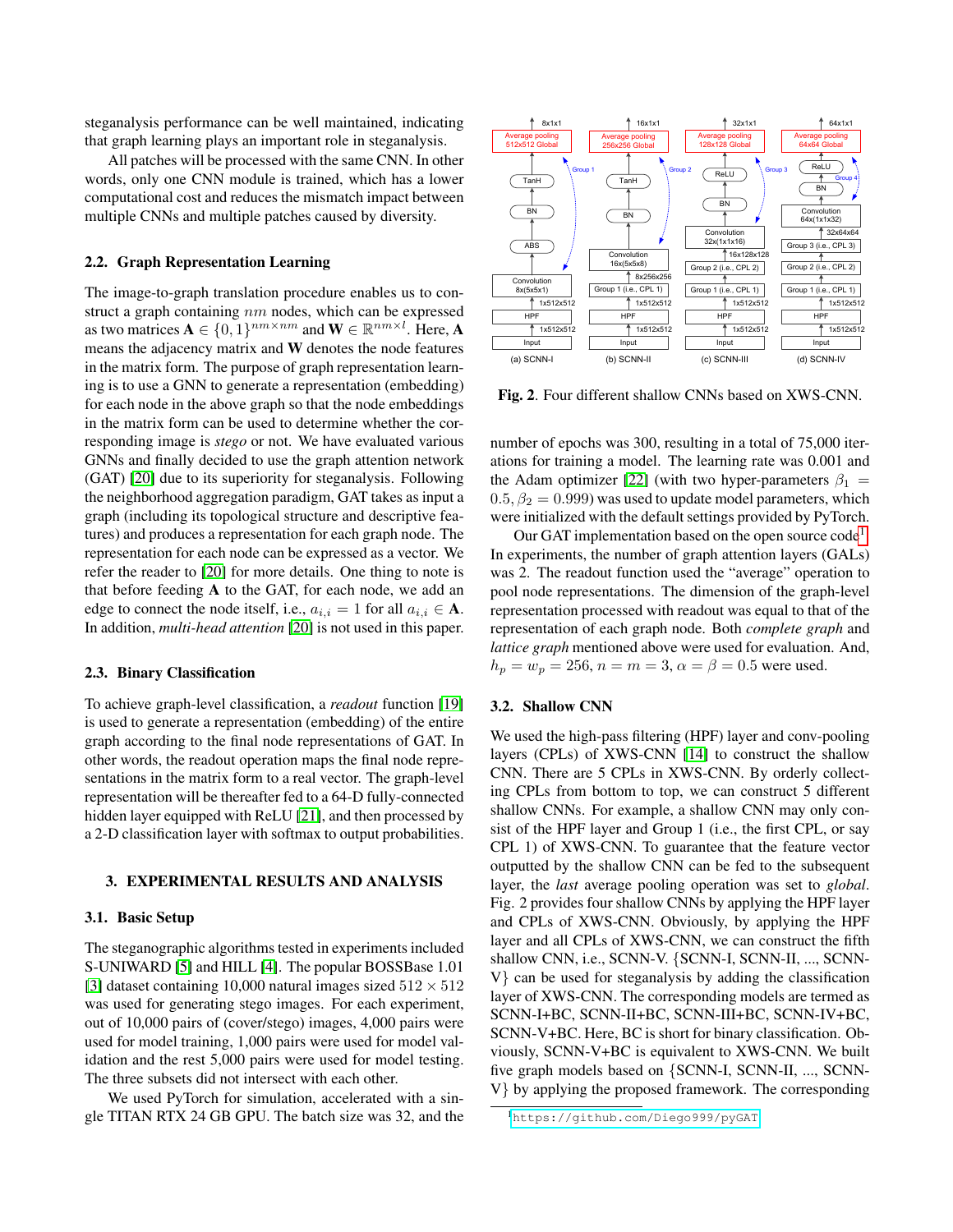steganalysis performance can be well maintained, indicating that graph learning plays an important role in steganalysis.

All patches will be processed with the same CNN. In other words, only one CNN module is trained, which has a lower computational cost and reduces the mismatch impact between multiple CNNs and multiple patches caused by diversity.

### 2.2. Graph Representation Learning

The image-to-graph translation procedure enables us to construct a graph containing $nm$ nodes, which can be expressed as two matrices $\mathbf{A} \in \{0, 1\}^{nm \times nm}$ and $\mathbf{W} \in \mathbb{R}^{nm \times l}$. Here, $\mathbf{A}$ means the adjacency matrix and $\mathbf{W}$ denotes the node features in the matrix form. The purpose of graph representation learning is to use a GNN to generate a representation (embedding) for each node in the above graph so that the node embeddings in the matrix form can be used to determine whether the corresponding image is *stego* or not. We have evaluated various GNNs and finally decided to use the graph attention network (GAT) [20] due to its superiority for steganalysis. Following the neighborhood aggregation paradigm, GAT takes as input a graph (including its topological structure and descriptive features) and produces a representation for each graph node. The representation for each node can be expressed as a vector. We refer the reader to [20] for more details. One thing to note is that before feeding $\mathbf{A}$ to the GAT, for each node, we add an edge to connect the node itself, i.e., $a_{i,i} = 1$ for all $a_{i,i} \in \mathbf{A}$. In addition, *multi-head attention* [20] is not used in this paper.

### 2.3. Binary Classification

To achieve graph-level classification, a *readout* function [19] is used to generate a representation (embedding) of the entire graph according to the final node representations of GAT. In other words, the readout operation maps the final node representations in the matrix form to a real vector. The graph-level representation will be thereafter fed to a 64-D fully-connected hidden layer equipped with ReLU [21], and then processed by a 2-D classification layer with softmax to output probabilities.

## 3. EXPERIMENTAL RESULTS AND ANALYSIS

### 3.1. Basic Setup

The steganographic algorithms tested in experiments included S-UNIWARD [5] and HILL [4]. The popular BOSSBase 1.01 [3] dataset containing 10,000 natural images sized $512 \times 512$ was used for generating stego images. For each experiment, out of 10,000 pairs of (cover/stego) images, 4,000 pairs were used for model training, 1,000 pairs were used for model validation and the rest 5,000 pairs were used for model testing. The three subsets did not intersect with each other.

We used PyTorch for simulation, accelerated with a single TITAN RTX 24 GB GPU. The batch size was 32, and the number of epochs was 300, resulting in a total of 75,000 iterations for training a model. The learning rate was 0.001 and the Adam optimizer [22] (with two hyper-parameters $\beta_1 = 0.5, \beta_2 = 0.999$) was used to update model parameters, which were initialized with the default settings provided by PyTorch.

Fig. 2. Four different shallow CNNs based on XWS-CNN.

Our GAT implementation based on the open source code[1]. In experiments, the number of graph attention layers (GALs) was 2. The readout function used the "average" operation to pool node representations. The dimension of the graph-level representation processed with readout was equal to that of the representation of each graph node. Both *complete graph* and *lattice graph* mentioned above were used for evaluation. And, $h_p = w_p = 256$, $n = m = 3$, $\alpha = \beta = 0.5$ were used.

### 3.2. Shallow CNN

We used the high-pass filtering (HPF) layer and conv-pooling layers (CPLs) of XWS-CNN [14] to construct the shallow CNN. There are 5 CPLs in XWS-CNN. By orderly collecting CPLs from bottom to top, we can construct 5 different shallow CNNs. For example, a shallow CNN may only consist of the HPF layer and Group 1 (i.e., the first CPL, or say CPL 1) of XWS-CNN. To guarantee that the feature vector outputted by the shallow CNN can be fed to the subsequent layer, the *last* average pooling operation was set to *global*. Fig. 2 provides four shallow CNNs by applying the HPF layer and CPLs of XWS-CNN. Obviously, by applying the HPF layer and all CPLs of XWS-CNN, we can construct the fifth shallow CNN, i.e., SCNN-V. {SCNN-I, SCNN-II, ..., SCNN-V} can be used for steganalysis by adding the classification layer of XWS-CNN. The corresponding models are termed as SCNN-I+BC, SCNN-II+BC, SCNN-III+BC, SCNN-IV+BC, SCNN-V+BC. Here, BC is short for binary classification. Obviously, SCNN-V+BC is equivalent to XWS-CNN. We built five graph models based on {SCNN-I, SCNN-II, ..., SCNN-V} by applying the proposed framework. The corresponding

[1] https://github.com/Diego999/pyGAT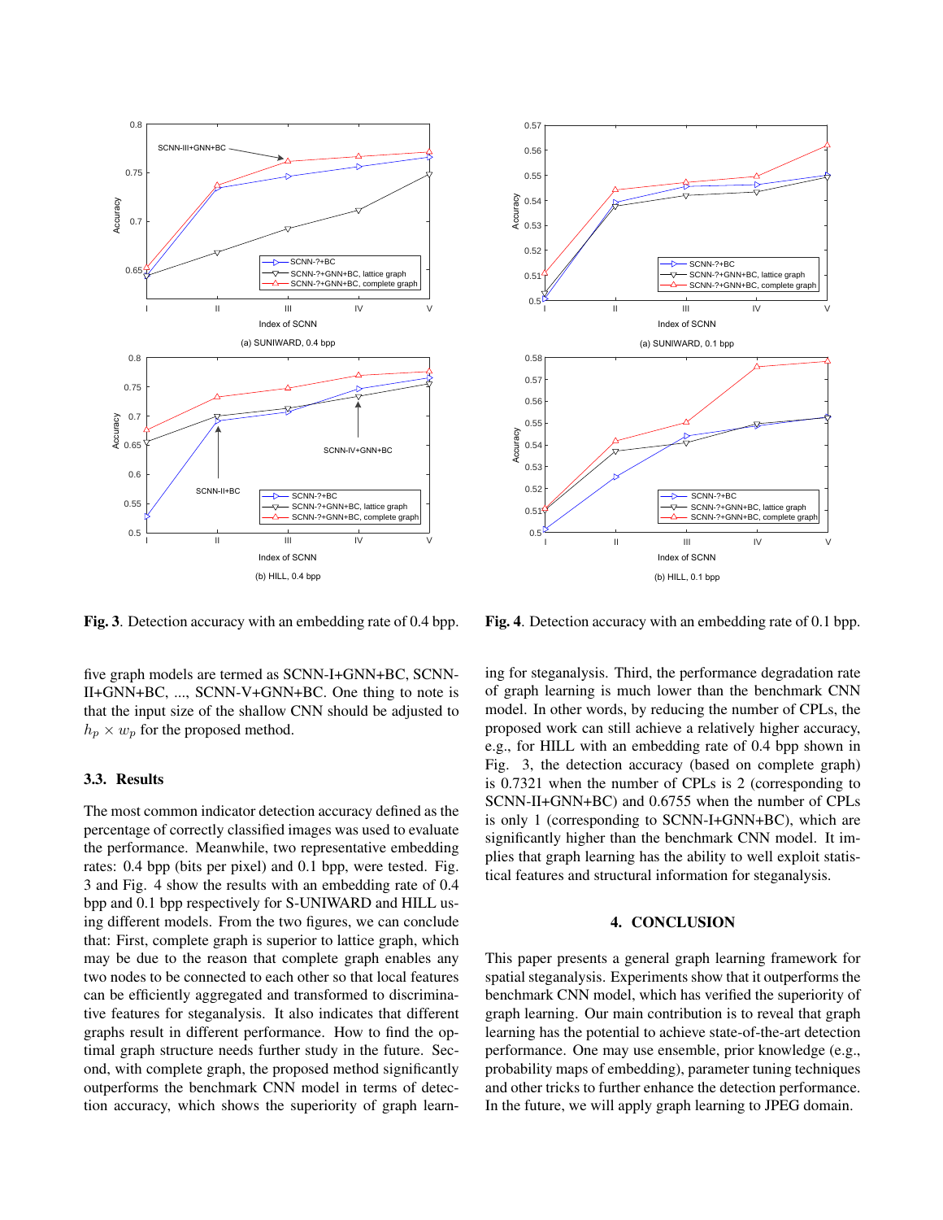**Fig. 3**. Detection accuracy with an embedding rate of 0.4 bpp.

**Fig. 4**. Detection accuracy with an embedding rate of 0.1 bpp.

five graph models are termed as SCNN-I+GNN+BC, SCNN-II+GNN+BC, ..., SCNN-V+GNN+BC. One thing to note is that the input size of the shallow CNN should be adjusted to $h_p \times w_p$ for the proposed method.

### 3.3. Results

The most common indicator detection accuracy defined as the percentage of correctly classified images was used to evaluate the performance. Meanwhile, two representative embedding rates: 0.4 bpp (bits per pixel) and 0.1 bpp, were tested. Fig. 3 and Fig. 4 show the results with an embedding rate of 0.4 bpp and 0.1 bpp respectively for S-UNIWARD and HILL using different models. From the two figures, we can conclude that: First, complete graph is superior to lattice graph, which may be due to the reason that complete graph enables any two nodes to be connected to each other so that local features can be efficiently aggregated and transformed to discriminative features for steganalysis. It also indicates that different graphs result in different performance. How to find the optimal graph structure needs further study in the future. Second, with complete graph, the proposed method significantly outperforms the benchmark CNN model in terms of detection accuracy, which shows the superiority of graph learning for steganalysis. Third, the performance degradation rate of graph learning is much lower than the benchmark CNN model. In other words, by reducing the number of CPLs, the proposed work can still achieve a relatively higher accuracy, e.g., for HILL with an embedding rate of 0.4 bpp shown in Fig. 3, the detection accuracy (based on complete graph) is 0.7321 when the number of CPLs is 2 (corresponding to SCNN-II+GNN+BC) and 0.6755 when the number of CPLs is only 1 (corresponding to SCNN-I+GNN+BC), which are significantly higher than the benchmark CNN model. It implies that graph learning has the ability to well exploit statistical features and structural information for steganalysis.

## 4. CONCLUSION

This paper presents a general graph learning framework for spatial steganalysis. Experiments show that it outperforms the benchmark CNN model, which has verified the superiority of graph learning. Our main contribution is to reveal that graph learning has the potential to achieve state-of-the-art detection performance. One may use ensemble, prior knowledge (e.g., probability maps of embedding), parameter tuning techniques and other tricks to further enhance the detection performance. In the future, we will apply graph learning to JPEG domain.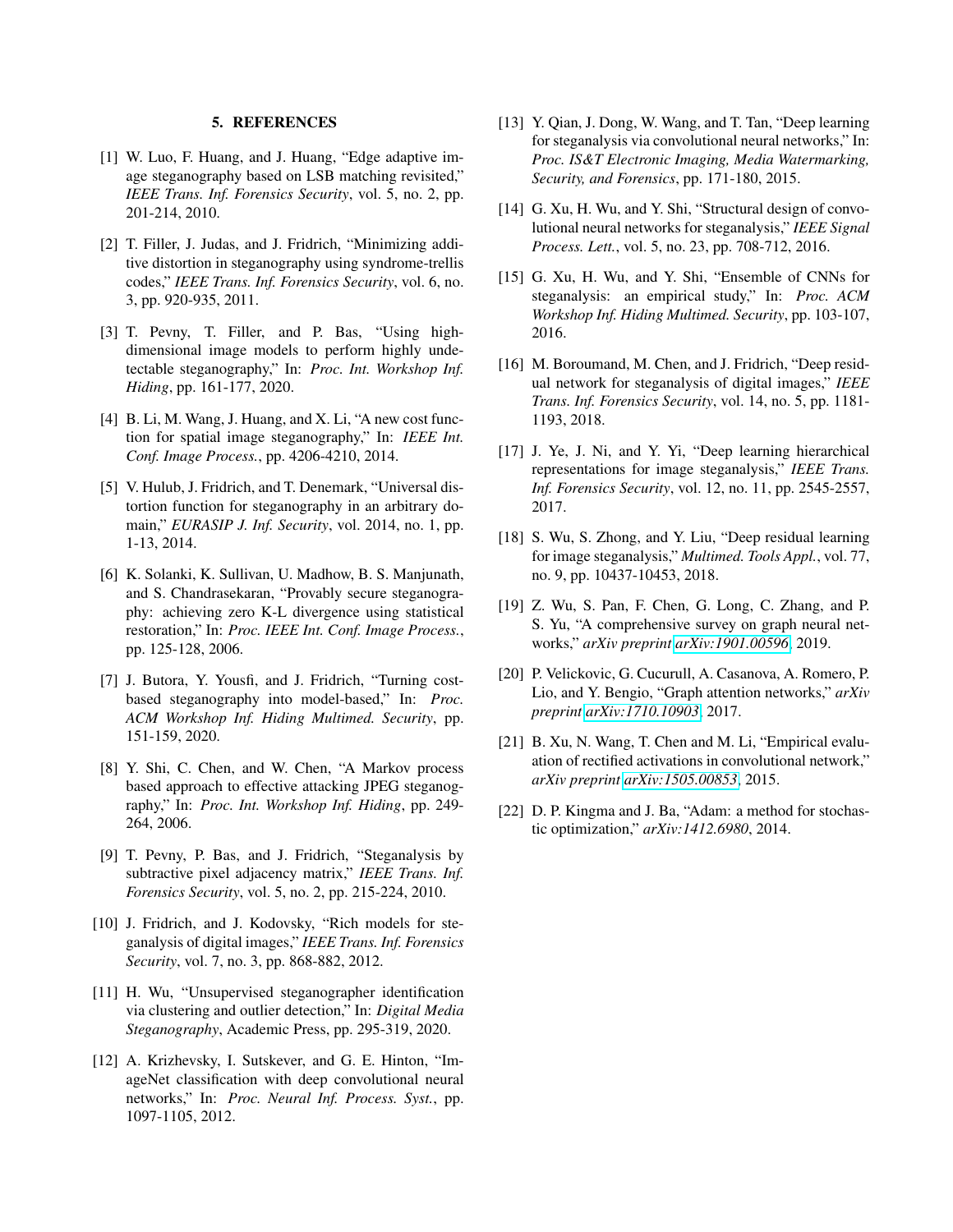## 5. REFERENCES

[1] W. Luo, F. Huang, and J. Huang, "Edge adaptive image steganography based on LSB matching revisited," *IEEE Trans. Inf. Forensics Security*, vol. 5, no. 2, pp. 201-214, 2010.

[2] T. Filler, J. Judas, and J. Fridrich, "Minimizing additive distortion in steganography using syndrome-trellis codes," *IEEE Trans. Inf. Forensics Security*, vol. 6, no. 3, pp. 920-935, 2011.

[3] T. Pevny, T. Filler, and P. Bas, "Using high-dimensional image models to perform highly undetectable steganography," In: *Proc. Int. Workshop Inf. Hiding*, pp. 161-177, 2020.

[4] B. Li, M. Wang, J. Huang, and X. Li, "A new cost function for spatial image steganography," In: *IEEE Int. Conf. Image Process.*, pp. 4206-4210, 2014.

[5] V. Hulub, J. Fridrich, and T. Denemark, "Universal distortion function for steganography in an arbitrary domain," *EURASIP J. Inf. Security*, vol. 2014, no. 1, pp. 1-13, 2014.

[6] K. Solanki, K. Sullivan, U. Madhow, B. S. Manjunath, and S. Chandrasekaran, "Provably secure steganography: achieving zero K-L divergence using statistical restoration," In: *Proc. IEEE Int. Conf. Image Process.*, pp. 125-128, 2006.

[7] J. Butora, Y. Yousfi, and J. Fridrich, "Turning cost-based steganography into model-based," In: *Proc. ACM Workshop Inf. Hiding Multimed. Security*, pp. 151-159, 2020.

[8] Y. Shi, C. Chen, and W. Chen, "A Markov process based approach to effective attacking JPEG steganography," In: *Proc. Int. Workshop Inf. Hiding*, pp. 249-264, 2006.

[9] T. Pevny, P. Bas, and J. Fridrich, "Steganalysis by subtractive pixel adjacency matrix," *IEEE Trans. Inf. Forensics Security*, vol. 5, no. 2, pp. 215-224, 2010.

[10] J. Fridrich, and J. Kodovsky, "Rich models for steganalysis of digital images," *IEEE Trans. Inf. Forensics Security*, vol. 7, no. 3, pp. 868-882, 2012.

[11] H. Wu, "Unsupervised steganographer identification via clustering and outlier detection," In: *Digital Media Steganography*, Academic Press, pp. 295-319, 2020.

[12] A. Krizhevsky, I. Sutskever, and G. E. Hinton, "ImageNet classification with deep convolutional neural networks," In: *Proc. Neural Inf. Process. Syst.*, pp. 1097-1105, 2012.

[13] Y. Qian, J. Dong, W. Wang, and T. Tan, "Deep learning for steganalysis via convolutional neural networks," In: *Proc. IS&T Electronic Imaging, Media Watermarking, Security, and Forensics*, pp. 171-180, 2015.

[14] G. Xu, H. Wu, and Y. Shi, "Structural design of convolutional neural networks for steganalysis," *IEEE Signal Process. Lett.*, vol. 5, no. 23, pp. 708-712, 2016.

[15] G. Xu, H. Wu, and Y. Shi, "Ensemble of CNNs for steganalysis: an empirical study," In: *Proc. ACM Workshop Inf. Hiding Multimed. Security*, pp. 103-107, 2016.

[16] M. Boroumand, M. Chen, and J. Fridrich, "Deep residual network for steganalysis of digital images," *IEEE Trans. Inf. Forensics Security*, vol. 14, no. 5, pp. 1181-1193, 2018.

[17] J. Ye, J. Ni, and Y. Yi, "Deep learning hierarchical representations for image steganalysis," *IEEE Trans. Inf. Forensics Security*, vol. 12, no. 11, pp. 2545-2557, 2017.

[18] S. Wu, S. Zhong, and Y. Liu, "Deep residual learning for image steganalysis," *Multimed. Tools Appl.*, vol. 77, no. 9, pp. 10437-10453, 2018.

[19] Z. Wu, S. Pan, F. Chen, G. Long, C. Zhang, and P. S. Yu, "A comprehensive survey on graph neural networks," *arXiv preprint arXiv:1901.00596*, 2019.

[20] P. Velickovic, G. Cucurull, A. Casanova, A. Romero, P. Lio, and Y. Bengio, "Graph attention networks," *arXiv preprint arXiv:1710.10903*, 2017.

[21] B. Xu, N. Wang, T. Chen and M. Li, "Empirical evaluation of rectified activations in convolutional network," *arXiv preprint arXiv:1505.00853*, 2015.

[22] D. P. Kingma and J. Ba, "Adam: a method for stochastic optimization," *arXiv:1412.6980*, 2014.